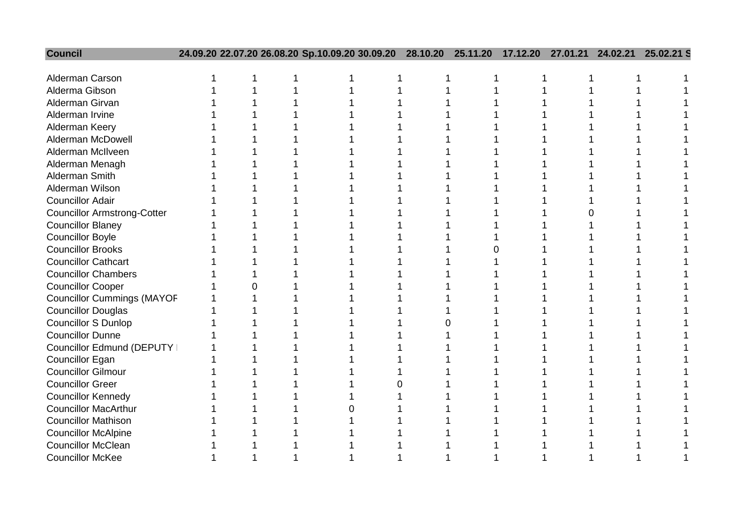| Council | 24.09.20 | 22.07.20 | 26.08.20 | Sp.10.09.20 | 30.09.20 | 28.10.20 | 25.11.20 | 17.12.20 | 27.01.21 | 24.02.21 | 25.02.21 S |
|---|---|---|---|---|---|---|---|---|---|---|---|
| Alderman Carson | 1 | 1 | 1 | 1 | 1 | 1 | 1 | 1 | 1 | 1 | 1 |
| Alderma Gibson | 1 | 1 | 1 | 1 | 1 | 1 | 1 | 1 | 1 | 1 | 1 |
| Alderman Girvan | 1 | 1 | 1 | 1 | 1 | 1 | 1 | 1 | 1 | 1 | 1 |
| Alderman Irvine | 1 | 1 | 1 | 1 | 1 | 1 | 1 | 1 | 1 | 1 | 1 |
| Alderman Keery | 1 | 1 | 1 | 1 | 1 | 1 | 1 | 1 | 1 | 1 | 1 |
| Alderman McDowell | 1 | 1 | 1 | 1 | 1 | 1 | 1 | 1 | 1 | 1 | 1 |
| Alderman McIlveen | 1 | 1 | 1 | 1 | 1 | 1 | 1 | 1 | 1 | 1 | 1 |
| Alderman Menagh | 1 | 1 | 1 | 1 | 1 | 1 | 1 | 1 | 1 | 1 | 1 |
| Alderman Smith | 1 | 1 | 1 | 1 | 1 | 1 | 1 | 1 | 1 | 1 | 1 |
| Alderman Wilson | 1 | 1 | 1 | 1 | 1 | 1 | 1 | 1 | 1 | 1 | 1 |
| Councillor Adair | 1 | 1 | 1 | 1 | 1 | 1 | 1 | 1 | 1 | 1 | 1 |
| Councillor Armstrong-Cotter | 1 | 1 | 1 | 1 | 1 | 1 | 1 | 1 | 0 | 1 | 1 |
| Councillor Blaney | 1 | 1 | 1 | 1 | 1 | 1 | 1 | 1 | 1 | 1 | 1 |
| Councillor Boyle | 1 | 1 | 1 | 1 | 1 | 1 | 1 | 1 | 1 | 1 | 1 |
| Councillor Brooks | 1 | 1 | 1 | 1 | 1 | 1 | 0 | 1 | 1 | 1 | 1 |
| Councillor Cathcart | 1 | 1 | 1 | 1 | 1 | 1 | 1 | 1 | 1 | 1 | 1 |
| Councillor Chambers | 1 | 1 | 1 | 1 | 1 | 1 | 1 | 1 | 1 | 1 | 1 |
| Councillor Cooper | 1 | 0 | 1 | 1 | 1 | 1 | 1 | 1 | 1 | 1 | 1 |
| Councillor Cummings (MAYOR | 1 | 1 | 1 | 1 | 1 | 1 | 1 | 1 | 1 | 1 | 1 |
| Councillor Douglas | 1 | 1 | 1 | 1 | 1 | 1 | 1 | 1 | 1 | 1 | 1 |
| Councillor S Dunlop | 1 | 1 | 1 | 1 | 1 | 0 | 1 | 1 | 1 | 1 | 1 |
| Councillor Dunne | 1 | 1 | 1 | 1 | 1 | 1 | 1 | 1 | 1 | 1 | 1 |
| Councillor Edmund (DEPUTY | 1 | 1 | 1 | 1 | 1 | 1 | 1 | 1 | 1 | 1 | 1 |
| Councillor Egan | 1 | 1 | 1 | 1 | 1 | 1 | 1 | 1 | 1 | 1 | 1 |
| Councillor Gilmour | 1 | 1 | 1 | 1 | 1 | 1 | 1 | 1 | 1 | 1 | 1 |
| Councillor Greer | 1 | 1 | 1 | 1 | 0 | 1 | 1 | 1 | 1 | 1 | 1 |
| Councillor Kennedy | 1 | 1 | 1 | 1 | 1 | 1 | 1 | 1 | 1 | 1 | 1 |
| Councillor MacArthur | 1 | 1 | 1 | 0 | 1 | 1 | 1 | 1 | 1 | 1 | 1 |
| Councillor Mathison | 1 | 1 | 1 | 1 | 1 | 1 | 1 | 1 | 1 | 1 | 1 |
| Councillor McAlpine | 1 | 1 | 1 | 1 | 1 | 1 | 1 | 1 | 1 | 1 | 1 |
| Councillor McClean | 1 | 1 | 1 | 1 | 1 | 1 | 1 | 1 | 1 | 1 | 1 |
| Councillor McKee | 1 | 1 | 1 | 1 | 1 | 1 | 1 | 1 | 1 | 1 | 1 |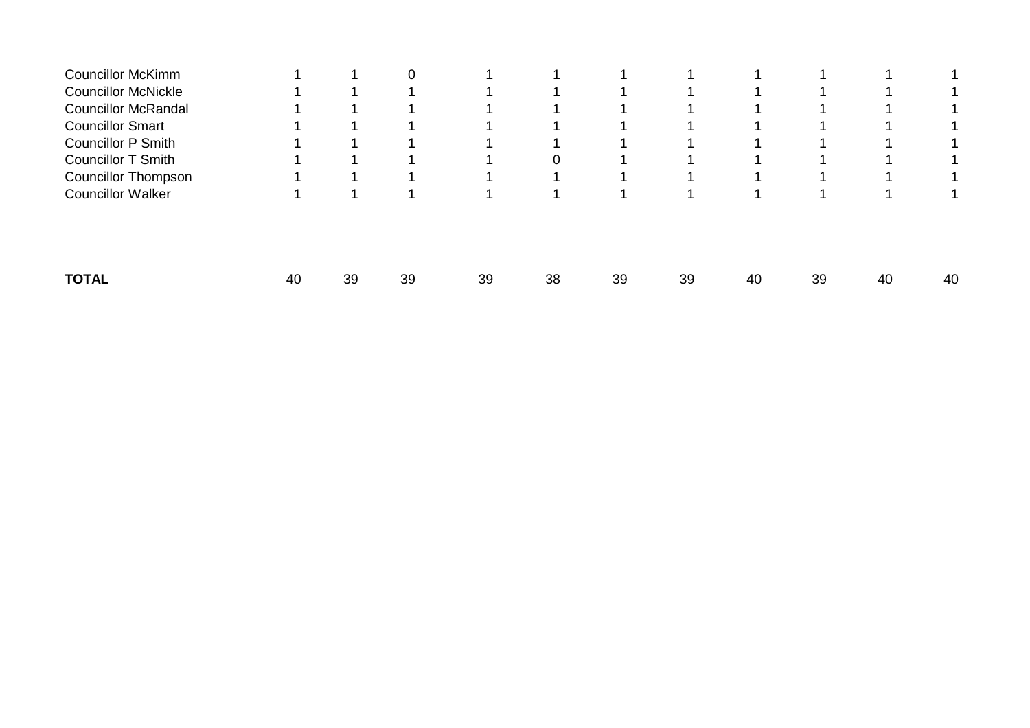| | | | | | | | | | | | |
|---|---|---|---|---|---|---|---|---|---|---|---|
| Councillor McKimm | 1 | 1 | 0 | 1 | 1 | 1 | 1 | 1 | 1 | 1 | 1 |
| Councillor McNickle | 1 | 1 | 1 | 1 | 1 | 1 | 1 | 1 | 1 | 1 | 1 |
| Councillor McRandal | 1 | 1 | 1 | 1 | 1 | 1 | 1 | 1 | 1 | 1 | 1 |
| Councillor Smart | 1 | 1 | 1 | 1 | 1 | 1 | 1 | 1 | 1 | 1 | 1 |
| Councillor P Smith | 1 | 1 | 1 | 1 | 1 | 1 | 1 | 1 | 1 | 1 | 1 |
| Councillor T Smith | 1 | 1 | 1 | 1 | 0 | 1 | 1 | 1 | 1 | 1 | 1 |
| Councillor Thompson | 1 | 1 | 1 | 1 | 1 | 1 | 1 | 1 | 1 | 1 | 1 |
| Councillor Walker | 1 | 1 | 1 | 1 | 1 | 1 | 1 | 1 | 1 | 1 | 1 |
| | | | | | | | | | | | |
| **TOTAL** | 40 | 39 | 39 | 39 | 38 | 39 | 39 | 40 | 39 | 40 | 40 |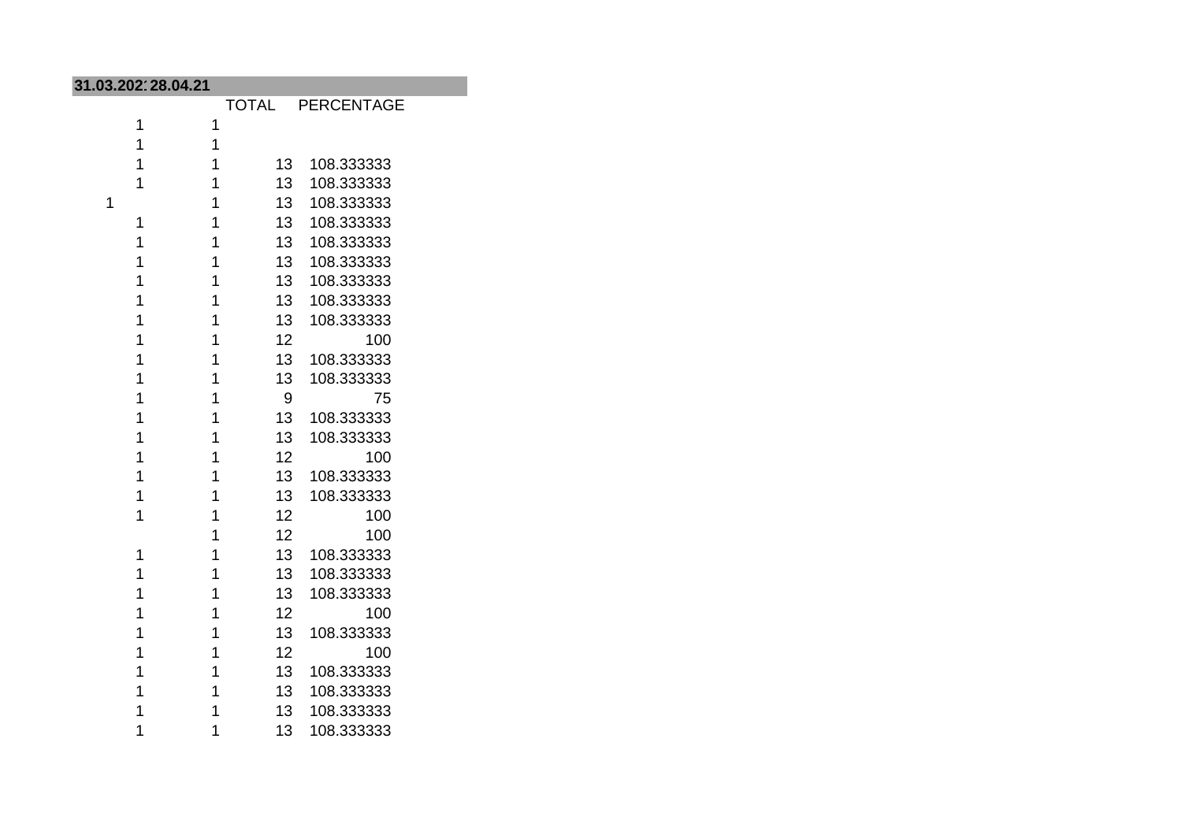| 31.03.2021 | 28.04.21 | | |
|---|---|---|---|
| | | TOTAL | PERCENTAGE |
| 1 | 1 | | |
| 1 | 1 | | |
| 1 | 1 | 13 | 108.333333 |
| 1 | 1 | 13 | 108.333333 |
| 1 | 1 | 13 | 108.333333 |
| 1 | 1 | 13 | 108.333333 |
| 1 | 1 | 13 | 108.333333 |
| 1 | 1 | 13 | 108.333333 |
| 1 | 1 | 13 | 108.333333 |
| 1 | 1 | 13 | 108.333333 |
| 1 | 1 | 13 | 108.333333 |
| 1 | 1 | 12 | 100 |
| 1 | 1 | 13 | 108.333333 |
| 1 | 1 | 13 | 108.333333 |
| 1 | 1 | 9 | 75 |
| 1 | 1 | 13 | 108.333333 |
| 1 | 1 | 13 | 108.333333 |
| 1 | 1 | 12 | 100 |
| 1 | 1 | 13 | 108.333333 |
| 1 | 1 | 13 | 108.333333 |
| 1 | 1 | 12 | 100 |
| | 1 | 12 | 100 |
| 1 | 1 | 13 | 108.333333 |
| 1 | 1 | 13 | 108.333333 |
| 1 | 1 | 13 | 108.333333 |
| 1 | 1 | 12 | 100 |
| 1 | 1 | 13 | 108.333333 |
| 1 | 1 | 12 | 100 |
| 1 | 1 | 13 | 108.333333 |
| 1 | 1 | 13 | 108.333333 |
| 1 | 1 | 13 | 108.333333 |
| 1 | 1 | 13 | 108.333333 |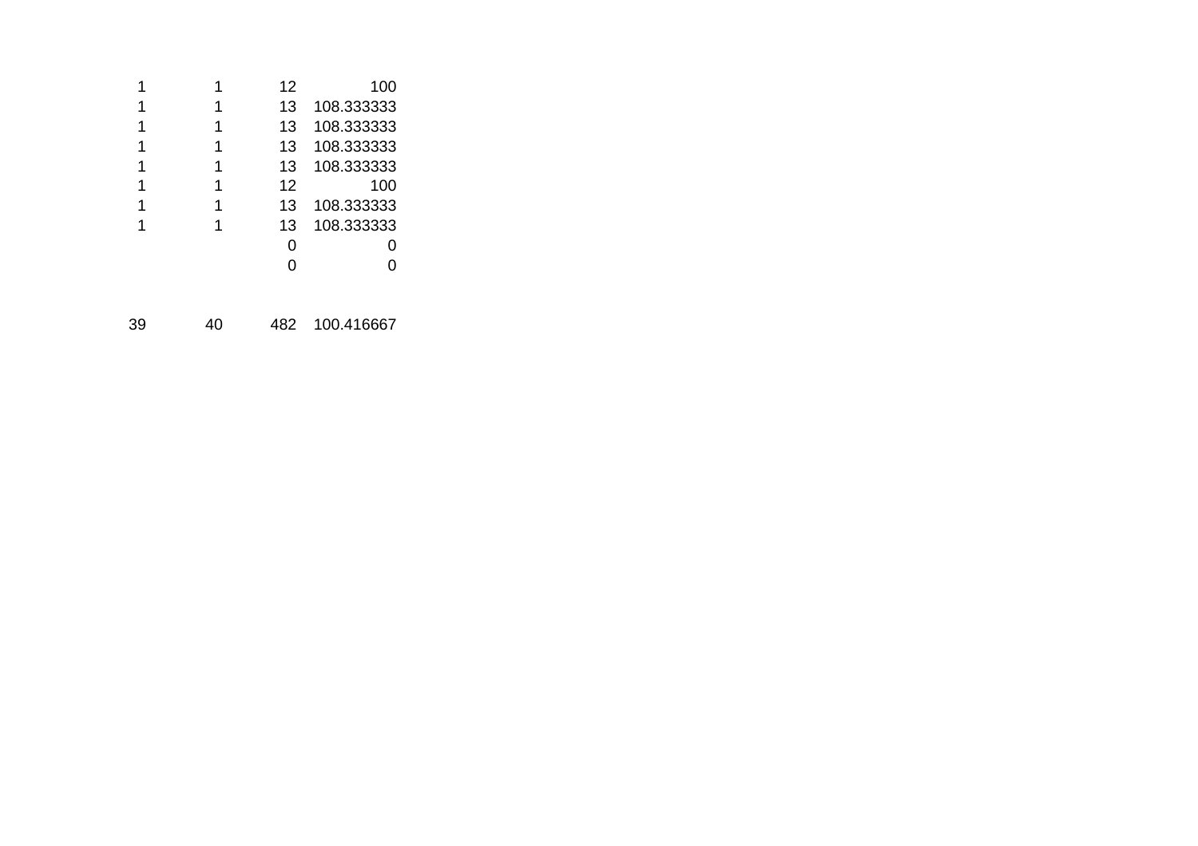| | | | |
|---|---|---|---|
| 1 | 1 | 12 | 100 |
| 1 | 1 | 13 | 108.333333 |
| 1 | 1 | 13 | 108.333333 |
| 1 | 1 | 13 | 108.333333 |
| 1 | 1 | 13 | 108.333333 |
| 1 | 1 | 12 | 100 |
| 1 | 1 | 13 | 108.333333 |
| 1 | 1 | 13 | 108.333333 |
| | | 0 | 0 |
| | | 0 | 0 |
| | | | |
| 39 | 40 | 482 | 100.416667 |